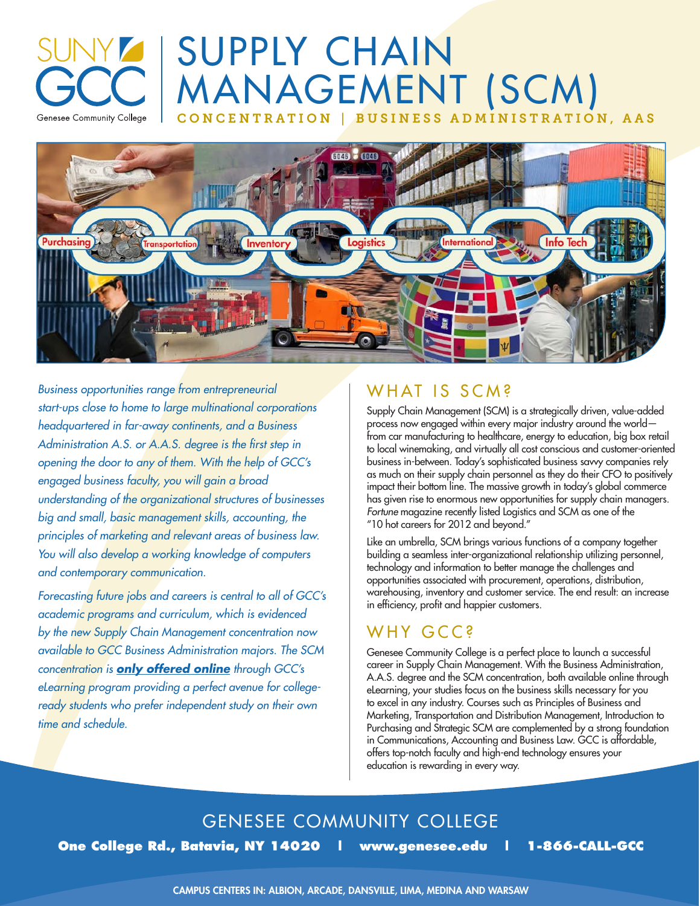SUNY GCC
Genesee Community College

# SUPPLY CHAIN MANAGEMENT (SCM)

**CONCENTRATION | BUSINESS ADMINISTRATION, AAS**

Purchasing · Transportation · Inventory · Logistics · International · Info Tech

*Business opportunities range from entrepreneurial start-ups close to home to large multinational corporations headquartered in far-away continents, and a Business Administration A.S. or A.A.S. degree is the first step in opening the door to any of them. With the help of GCC's engaged business faculty, you will gain a broad understanding of the organizational structures of businesses big and small, basic management skills, accounting, the principles of marketing and relevant areas of business law. You will also develop a working knowledge of computers and contemporary communication.*

*Forecasting future jobs and careers is central to all of GCC's academic programs and curriculum, which is evidenced by the new Supply Chain Management concentration now available to GCC Business Administration majors. The SCM concentration is* ***only offered online*** *through GCC's eLearning program providing a perfect avenue for college-ready students who prefer independent study on their own time and schedule.*

## WHAT IS SCM?

Supply Chain Management (SCM) is a strategically driven, value-added process now engaged within every major industry around the world—from car manufacturing to healthcare, energy to education, big box retail to local winemaking, and virtually all cost conscious and customer-oriented business in-between. Today's sophisticated business savvy companies rely as much on their supply chain personnel as they do their CFO to positively impact their bottom line. The massive growth in today's global commerce has given rise to enormous new opportunities for supply chain managers. *Fortune* magazine recently listed Logistics and SCM as one of the "10 hot careers for 2012 and beyond."

Like an umbrella, SCM brings various functions of a company together building a seamless inter-organizational relationship utilizing personnel, technology and information to better manage the challenges and opportunities associated with procurement, operations, distribution, warehousing, inventory and customer service. The end result: an increase in efficiency, profit and happier customers.

## WHY GCC?

Genesee Community College is a perfect place to launch a successful career in Supply Chain Management. With the Business Administration, A.A.S. degree and the SCM concentration, both available online through eLearning, your studies focus on the business skills necessary for you to excel in any industry. Courses such as Principles of Business and Marketing, Transportation and Distribution Management, Introduction to Purchasing and Strategic SCM are complemented by a strong foundation in Communications, Accounting and Business Law. GCC is affordable, offers top-notch faculty and high-end technology ensures your education is rewarding in every way.

GENESEE COMMUNITY COLLEGE

**One College Rd., Batavia, NY 14020 | www.genesee.edu | 1-866-CALL-GCC**

CAMPUS CENTERS IN: ALBION, ARCADE, DANSVILLE, LIMA, MEDINA AND WARSAW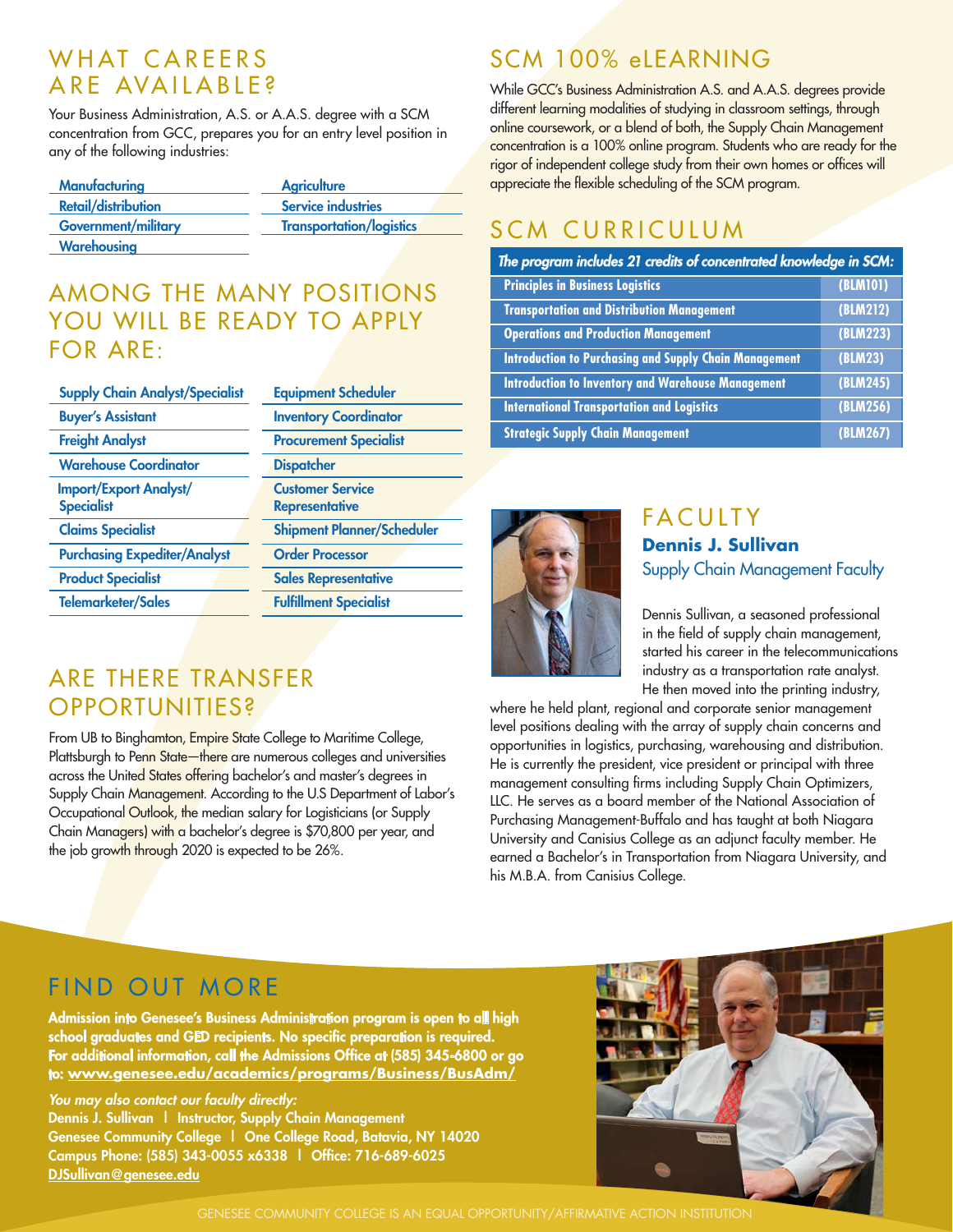## WHAT CAREERS ARE AVAILABLE?

Your Business Administration, A.S. or A.A.S. degree with a SCM concentration from GCC, prepares you for an entry level position in any of the following industries:

| | |
|---|---|
| Manufacturing | Agriculture |
| Retail/distribution | Service industries |
| Government/military | Transportation/logistics |
| Warehousing | |

## AMONG THE MANY POSITIONS YOU WILL BE READY TO APPLY FOR ARE:

| | |
|---|---|
| Supply Chain Analyst/Specialist | Equipment Scheduler |
| Buyer's Assistant | Inventory Coordinator |
| Freight Analyst | Procurement Specialist |
| Warehouse Coordinator | Dispatcher |
| Import/Export Analyst/ Specialist | Customer Service Representative |
| Claims Specialist | Shipment Planner/Scheduler |
| Purchasing Expediter/Analyst | Order Processor |
| Product Specialist | Sales Representative |
| Telemarketer/Sales | Fulfillment Specialist |

## ARE THERE TRANSFER OPPORTUNITIES?

From UB to Binghamton, Empire State College to Maritime College, Plattsburgh to Penn State—there are numerous colleges and universities across the United States offering bachelor's and master's degrees in Supply Chain Management. According to the U.S Department of Labor's Occupational Outlook, the median salary for Logisticians (or Supply Chain Managers) with a bachelor's degree is $70,800 per year, and the job growth through 2020 is expected to be 26%.

## SCM 100% eLEARNING

While GCC's Business Administration A.S. and A.A.S. degrees provide different learning modalities of studying in classroom settings, through online coursework, or a blend of both, the Supply Chain Management concentration is a 100% online program. Students who are ready for the rigor of independent college study from their own homes or offices will appreciate the flexible scheduling of the SCM program.

## SCM CURRICULUM

| *The program includes 21 credits of concentrated knowledge in SCM:* | |
|---|---|
| Principles in Business Logistics | (BLM101) |
| Transportation and Distribution Management | (BLM212) |
| Operations and Production Management | (BLM223) |
| Introduction to Purchasing and Supply Chain Management | (BLM23) |
| Introduction to Inventory and Warehouse Management | (BLM245) |
| International Transportation and Logistics | (BLM256) |
| Strategic Supply Chain Management | (BLM267) |

## FACULTY

**Dennis J. Sullivan**
Supply Chain Management Faculty

Dennis Sullivan, a seasoned professional in the field of supply chain management, started his career in the telecommunications industry as a transportation rate analyst. He then moved into the printing industry, where he held plant, regional and corporate senior management level positions dealing with the array of supply chain concerns and opportunities in logistics, purchasing, warehousing and distribution. He is currently the president, vice president or principal with three management consulting firms including Supply Chain Optimizers, LLC. He serves as a board member of the National Association of Purchasing Management-Buffalo and has taught at both Niagara University and Canisius College as an adjunct faculty member. He earned a Bachelor's in Transportation from Niagara University, and his M.B.A. from Canisius College.

## FIND OUT MORE

**Admission into Genesee's Business Administration program is open to all high school graduates and GED recipients. No specific preparation is required. For additional information, call the Admissions Office at (585) 345-6800 or go to: www.genesee.edu/academics/programs/Business/BusAdm/**

*You may also contact our faculty directly:*
**Dennis J. Sullivan | Instructor, Supply Chain Management**
**Genesee Community College | One College Road, Batavia, NY 14020**
**Campus Phone: (585) 343-0055 x6338 | Office: 716-689-6025**
**DJSullivan@genesee.edu**

GENESEE COMMUNITY COLLEGE IS AN EQUAL OPPORTUNITY/AFFIRMATIVE ACTION INSTITUTION